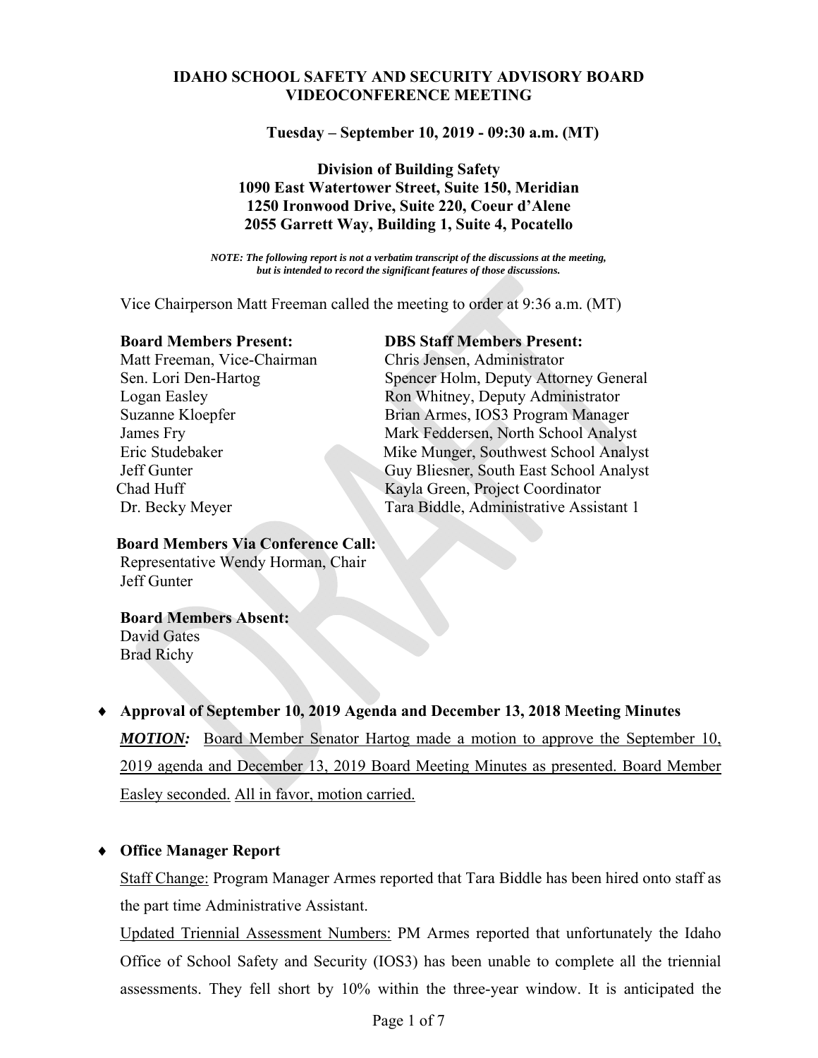**IDAHO SCHOOL SAFETY AND SECURITY ADVISORY BOARD**
**VIDEOCONFERENCE MEETING**

**Tuesday – September 10, 2019 - 09:30 a.m. (MT)**

**Division of Building Safety**
**1090 East Watertower Street, Suite 150, Meridian**
**1250 Ironwood Drive, Suite 220, Coeur d'Alene**
**2055 Garrett Way, Building 1, Suite 4, Pocatello**

***NOTE: The following report is not a verbatim transcript of the discussions at the meeting, but is intended to record the significant features of those discussions.***

Vice Chairperson Matt Freeman called the meeting to order at 9:36 a.m. (MT)

**Board Members Present:**
Matt Freeman, Vice-Chairman
Sen. Lori Den-Hartog
Logan Easley
Suzanne Kloepfer
James Fry
Eric Studebaker
Jeff Gunter
Chad Huff
Dr. Becky Meyer

**DBS Staff Members Present:**
Chris Jensen, Administrator
Spencer Holm, Deputy Attorney General
Ron Whitney, Deputy Administrator
Brian Armes, IOS3 Program Manager
Mark Feddersen, North School Analyst
Mike Munger, Southwest School Analyst
Guy Bliesner, South East School Analyst
Kayla Green, Project Coordinator
Tara Biddle, Administrative Assistant 1

**Board Members Via Conference Call:**
Representative Wendy Horman, Chair
Jeff Gunter

**Board Members Absent:**
David Gates
Brad Richy

- **Approval of September 10, 2019 Agenda and December 13, 2018 Meeting Minutes**

  ***MOTION:*** Board Member Senator Hartog made a motion to approve the September 10, 2019 agenda and December 13, 2019 Board Meeting Minutes as presented. Board Member Easley seconded. All in favor, motion carried.

- **Office Manager Report**

  Staff Change: Program Manager Armes reported that Tara Biddle has been hired onto staff as the part time Administrative Assistant.

  Updated Triennial Assessment Numbers: PM Armes reported that unfortunately the Idaho Office of School Safety and Security (IOS3) has been unable to complete all the triennial assessments. They fell short by 10% within the three-year window. It is anticipated the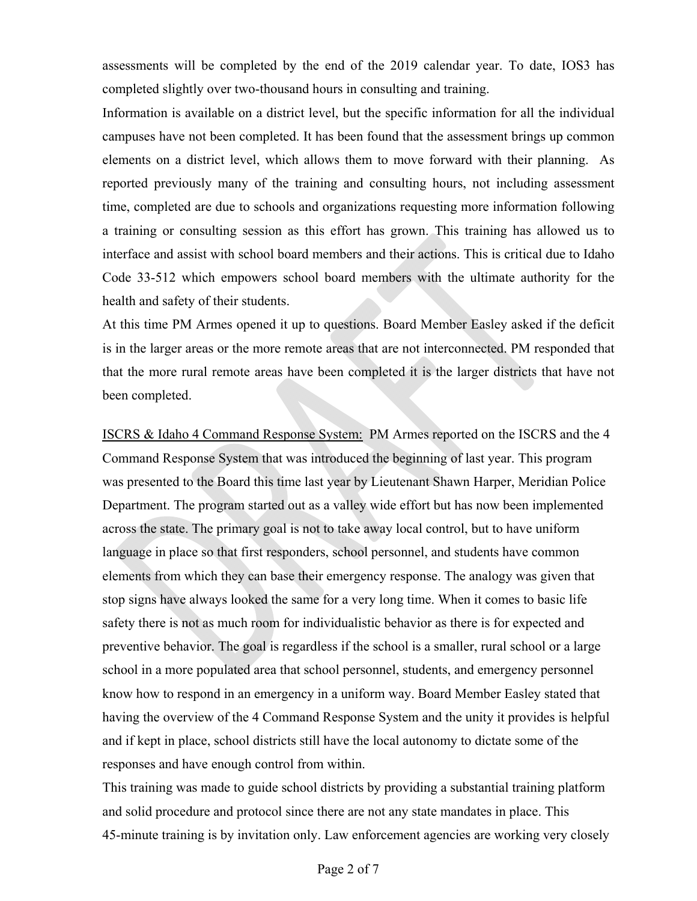assessments will be completed by the end of the 2019 calendar year. To date, IOS3 has completed slightly over two-thousand hours in consulting and training.

Information is available on a district level, but the specific information for all the individual campuses have not been completed. It has been found that the assessment brings up common elements on a district level, which allows them to move forward with their planning. As reported previously many of the training and consulting hours, not including assessment time, completed are due to schools and organizations requesting more information following a training or consulting session as this effort has grown. This training has allowed us to interface and assist with school board members and their actions. This is critical due to Idaho Code 33-512 which empowers school board members with the ultimate authority for the health and safety of their students.

At this time PM Armes opened it up to questions. Board Member Easley asked if the deficit is in the larger areas or the more remote areas that are not interconnected. PM responded that that the more rural remote areas have been completed it is the larger districts that have not been completed.

ISCRS & Idaho 4 Command Response System: PM Armes reported on the ISCRS and the 4 Command Response System that was introduced the beginning of last year. This program was presented to the Board this time last year by Lieutenant Shawn Harper, Meridian Police Department. The program started out as a valley wide effort but has now been implemented across the state. The primary goal is not to take away local control, but to have uniform language in place so that first responders, school personnel, and students have common elements from which they can base their emergency response. The analogy was given that stop signs have always looked the same for a very long time. When it comes to basic life safety there is not as much room for individualistic behavior as there is for expected and preventive behavior. The goal is regardless if the school is a smaller, rural school or a large school in a more populated area that school personnel, students, and emergency personnel know how to respond in an emergency in a uniform way. Board Member Easley stated that having the overview of the 4 Command Response System and the unity it provides is helpful and if kept in place, school districts still have the local autonomy to dictate some of the responses and have enough control from within.

This training was made to guide school districts by providing a substantial training platform and solid procedure and protocol since there are not any state mandates in place. This 45-minute training is by invitation only. Law enforcement agencies are working very closely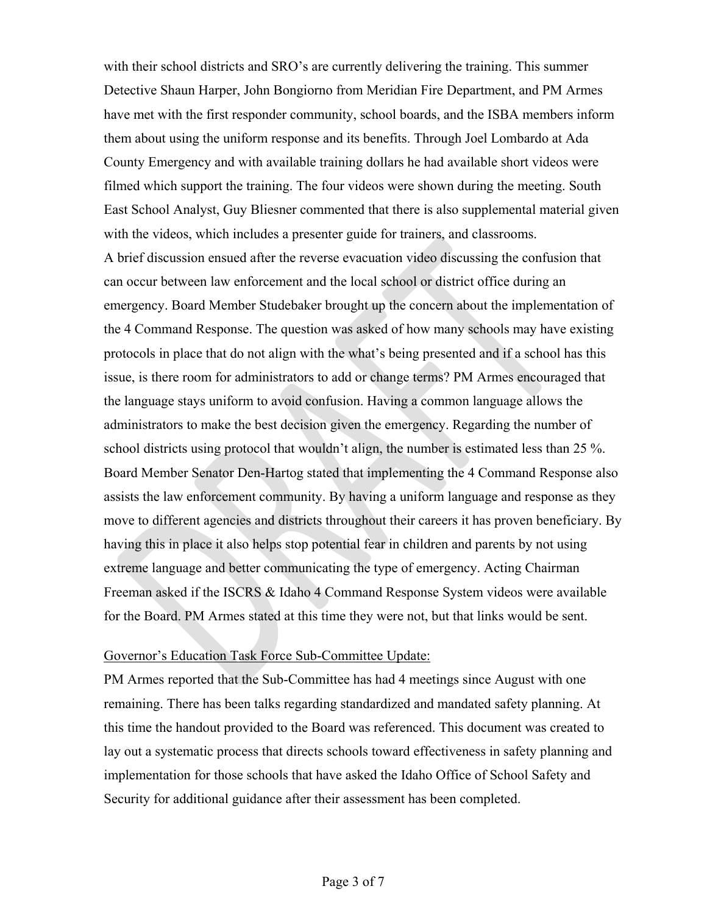with their school districts and SRO's are currently delivering the training. This summer Detective Shaun Harper, John Bongiorno from Meridian Fire Department, and PM Armes have met with the first responder community, school boards, and the ISBA members inform them about using the uniform response and its benefits. Through Joel Lombardo at Ada County Emergency and with available training dollars he had available short videos were filmed which support the training. The four videos were shown during the meeting. South East School Analyst, Guy Bliesner commented that there is also supplemental material given with the videos, which includes a presenter guide for trainers, and classrooms.

A brief discussion ensued after the reverse evacuation video discussing the confusion that can occur between law enforcement and the local school or district office during an emergency. Board Member Studebaker brought up the concern about the implementation of the 4 Command Response. The question was asked of how many schools may have existing protocols in place that do not align with the what's being presented and if a school has this issue, is there room for administrators to add or change terms? PM Armes encouraged that the language stays uniform to avoid confusion. Having a common language allows the administrators to make the best decision given the emergency. Regarding the number of school districts using protocol that wouldn't align, the number is estimated less than 25 %. Board Member Senator Den-Hartog stated that implementing the 4 Command Response also assists the law enforcement community. By having a uniform language and response as they move to different agencies and districts throughout their careers it has proven beneficiary. By having this in place it also helps stop potential fear in children and parents by not using extreme language and better communicating the type of emergency. Acting Chairman Freeman asked if the ISCRS & Idaho 4 Command Response System videos were available for the Board. PM Armes stated at this time they were not, but that links would be sent.

Governor's Education Task Force Sub-Committee Update:

PM Armes reported that the Sub-Committee has had 4 meetings since August with one remaining. There has been talks regarding standardized and mandated safety planning. At this time the handout provided to the Board was referenced. This document was created to lay out a systematic process that directs schools toward effectiveness in safety planning and implementation for those schools that have asked the Idaho Office of School Safety and Security for additional guidance after their assessment has been completed.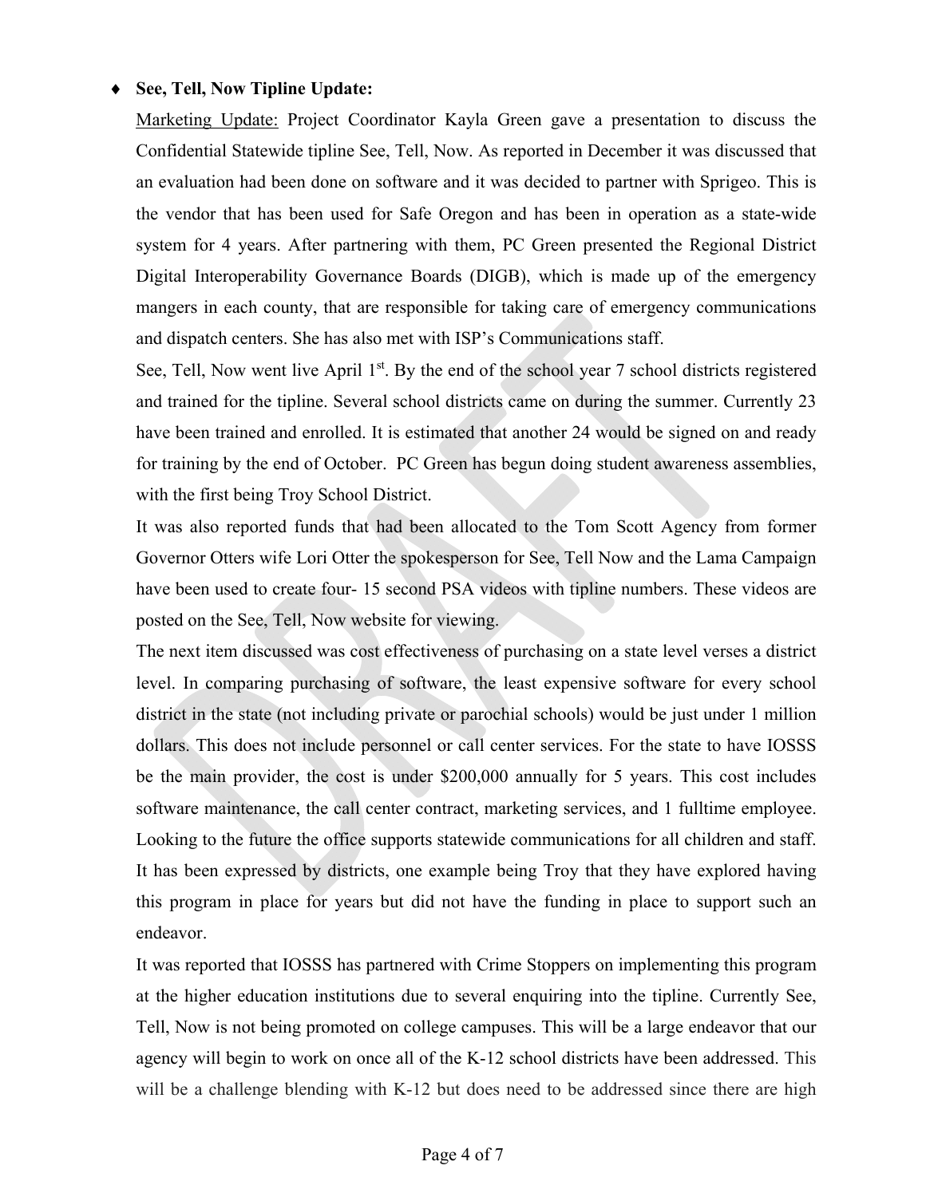- **See, Tell, Now Tipline Update:**

  Marketing Update: Project Coordinator Kayla Green gave a presentation to discuss the Confidential Statewide tipline See, Tell, Now. As reported in December it was discussed that an evaluation had been done on software and it was decided to partner with Sprigeo. This is the vendor that has been used for Safe Oregon and has been in operation as a state-wide system for 4 years. After partnering with them, PC Green presented the Regional District Digital Interoperability Governance Boards (DIGB), which is made up of the emergency mangers in each county, that are responsible for taking care of emergency communications and dispatch centers. She has also met with ISP's Communications staff.

  See, Tell, Now went live April 1st. By the end of the school year 7 school districts registered and trained for the tipline. Several school districts came on during the summer. Currently 23 have been trained and enrolled. It is estimated that another 24 would be signed on and ready for training by the end of October. PC Green has begun doing student awareness assemblies, with the first being Troy School District.

  It was also reported funds that had been allocated to the Tom Scott Agency from former Governor Otters wife Lori Otter the spokesperson for See, Tell Now and the Lama Campaign have been used to create four- 15 second PSA videos with tipline numbers. These videos are posted on the See, Tell, Now website for viewing.

  The next item discussed was cost effectiveness of purchasing on a state level verses a district level. In comparing purchasing of software, the least expensive software for every school district in the state (not including private or parochial schools) would be just under 1 million dollars. This does not include personnel or call center services. For the state to have IOSSS be the main provider, the cost is under $200,000 annually for 5 years. This cost includes software maintenance, the call center contract, marketing services, and 1 fulltime employee. Looking to the future the office supports statewide communications for all children and staff. It has been expressed by districts, one example being Troy that they have explored having this program in place for years but did not have the funding in place to support such an endeavor.

  It was reported that IOSSS has partnered with Crime Stoppers on implementing this program at the higher education institutions due to several enquiring into the tipline. Currently See, Tell, Now is not being promoted on college campuses. This will be a large endeavor that our agency will begin to work on once all of the K-12 school districts have been addressed. This will be a challenge blending with K-12 but does need to be addressed since there are high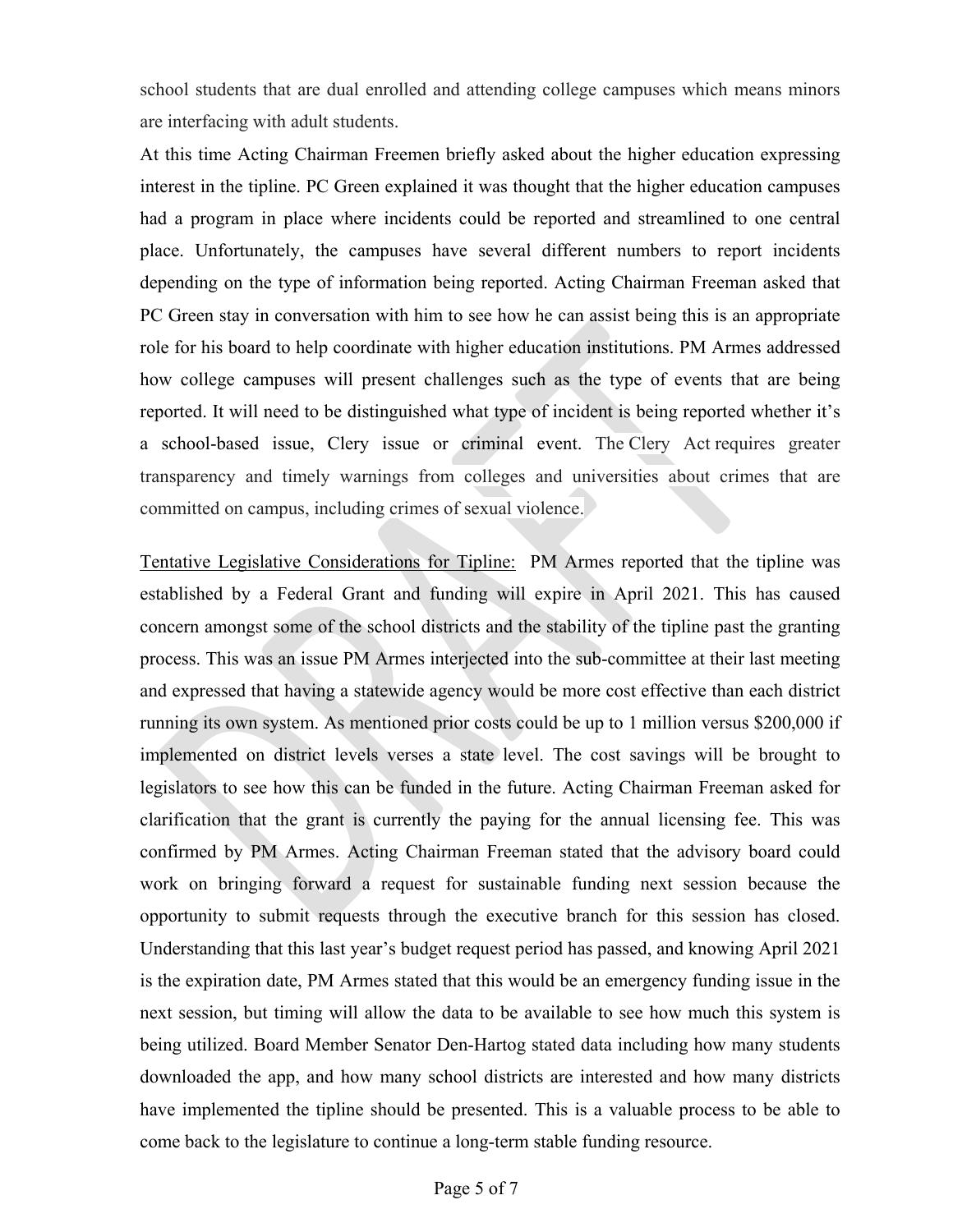school students that are dual enrolled and attending college campuses which means minors are interfacing with adult students.

At this time Acting Chairman Freemen briefly asked about the higher education expressing interest in the tipline. PC Green explained it was thought that the higher education campuses had a program in place where incidents could be reported and streamlined to one central place. Unfortunately, the campuses have several different numbers to report incidents depending on the type of information being reported. Acting Chairman Freeman asked that PC Green stay in conversation with him to see how he can assist being this is an appropriate role for his board to help coordinate with higher education institutions. PM Armes addressed how college campuses will present challenges such as the type of events that are being reported. It will need to be distinguished what type of incident is being reported whether it's a school-based issue, Clery issue or criminal event. The Clery Act requires greater transparency and timely warnings from colleges and universities about crimes that are committed on campus, including crimes of sexual violence.

<u>Tentative Legislative Considerations for Tipline:</u> PM Armes reported that the tipline was established by a Federal Grant and funding will expire in April 2021. This has caused concern amongst some of the school districts and the stability of the tipline past the granting process. This was an issue PM Armes interjected into the sub-committee at their last meeting and expressed that having a statewide agency would be more cost effective than each district running its own system. As mentioned prior costs could be up to 1 million versus $200,000 if implemented on district levels verses a state level. The cost savings will be brought to legislators to see how this can be funded in the future. Acting Chairman Freeman asked for clarification that the grant is currently the paying for the annual licensing fee. This was confirmed by PM Armes. Acting Chairman Freeman stated that the advisory board could work on bringing forward a request for sustainable funding next session because the opportunity to submit requests through the executive branch for this session has closed. Understanding that this last year's budget request period has passed, and knowing April 2021 is the expiration date, PM Armes stated that this would be an emergency funding issue in the next session, but timing will allow the data to be available to see how much this system is being utilized. Board Member Senator Den-Hartog stated data including how many students downloaded the app, and how many school districts are interested and how many districts have implemented the tipline should be presented. This is a valuable process to be able to come back to the legislature to continue a long-term stable funding resource.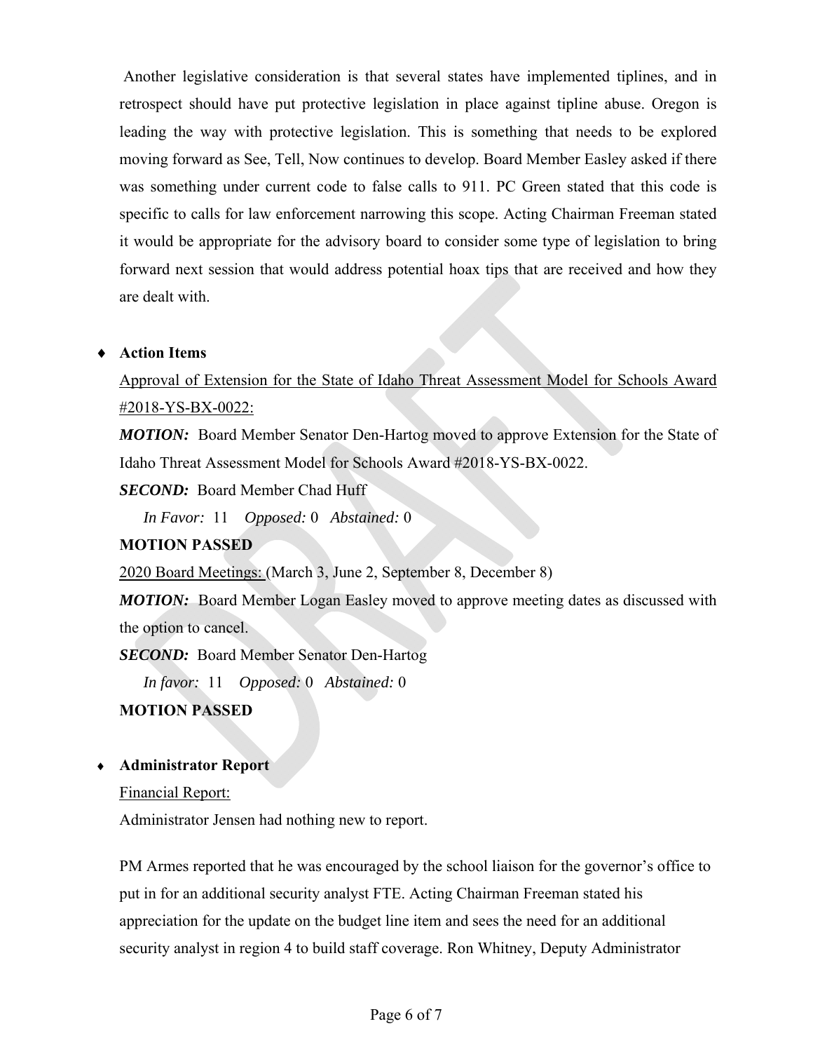Another legislative consideration is that several states have implemented tiplines, and in retrospect should have put protective legislation in place against tipline abuse. Oregon is leading the way with protective legislation. This is something that needs to be explored moving forward as See, Tell, Now continues to develop. Board Member Easley asked if there was something under current code to false calls to 911. PC Green stated that this code is specific to calls for law enforcement narrowing this scope. Acting Chairman Freeman stated it would be appropriate for the advisory board to consider some type of legislation to bring forward next session that would address potential hoax tips that are received and how they are dealt with.

- **Action Items**

  Approval of Extension for the State of Idaho Threat Assessment Model for Schools Award #2018-YS-BX-0022:

  ***MOTION:*** Board Member Senator Den-Hartog moved to approve Extension for the State of Idaho Threat Assessment Model for Schools Award #2018-YS-BX-0022.

  ***SECOND:*** Board Member Chad Huff

  *In Favor:* 11 *Opposed:* 0 *Abstained:* 0

  **MOTION PASSED**

  2020 Board Meetings: (March 3, June 2, September 8, December 8)

  ***MOTION:*** Board Member Logan Easley moved to approve meeting dates as discussed with the option to cancel.

  ***SECOND:*** Board Member Senator Den-Hartog

  *In favor:* 11 *Opposed:* 0 *Abstained:* 0

  **MOTION PASSED**

- **Administrator Report**

  Financial Report:

  Administrator Jensen had nothing new to report.

  PM Armes reported that he was encouraged by the school liaison for the governor's office to put in for an additional security analyst FTE. Acting Chairman Freeman stated his appreciation for the update on the budget line item and sees the need for an additional security analyst in region 4 to build staff coverage. Ron Whitney, Deputy Administrator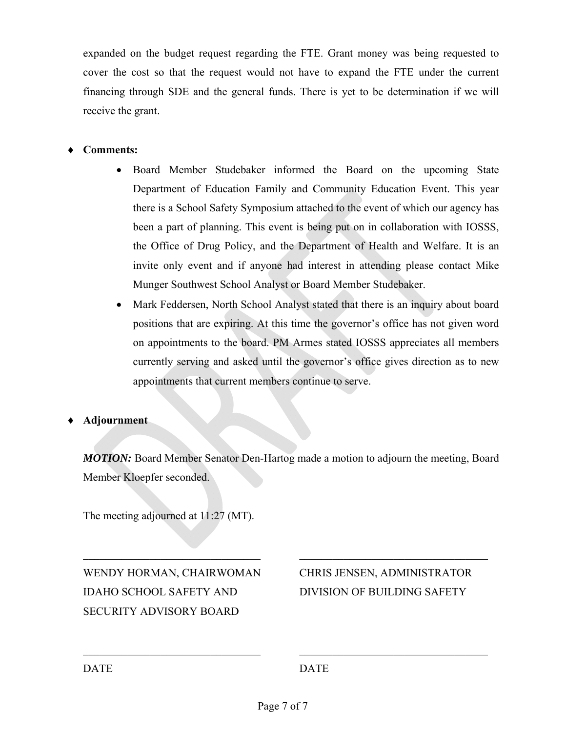expanded on the budget request regarding the FTE. Grant money was being requested to cover the cost so that the request would not have to expand the FTE under the current financing through SDE and the general funds. There is yet to be determination if we will receive the grant.

♦ **Comments:**

- Board Member Studebaker informed the Board on the upcoming State Department of Education Family and Community Education Event. This year there is a School Safety Symposium attached to the event of which our agency has been a part of planning. This event is being put on in collaboration with IOSSS, the Office of Drug Policy, and the Department of Health and Welfare. It is an invite only event and if anyone had interest in attending please contact Mike Munger Southwest School Analyst or Board Member Studebaker.
- Mark Feddersen, North School Analyst stated that there is an inquiry about board positions that are expiring. At this time the governor's office has not given word on appointments to the board. PM Armes stated IOSSS appreciates all members currently serving and asked until the governor's office gives direction as to new appointments that current members continue to serve.

♦ **Adjournment**

***MOTION:*** Board Member Senator Den-Hartog made a motion to adjourn the meeting, Board Member Kloepfer seconded.

The meeting adjourned at 11:27 (MT).

\_\_\_\_\_\_\_\_\_\_\_\_\_\_\_\_\_\_\_\_\_\_\_\_\_\_\_\_\_\_\_\_\_\_\_

WENDY HORMAN, CHAIRWOMAN
IDAHO SCHOOL SAFETY AND
SECURITY ADVISORY BOARD

\_\_\_\_\_\_\_\_\_\_\_\_\_\_\_\_\_\_\_\_\_\_\_\_\_\_\_\_\_\_\_\_\_\_\_

DATE

\_\_\_\_\_\_\_\_\_\_\_\_\_\_\_\_\_\_\_\_\_\_\_\_\_\_\_\_\_\_\_\_\_\_\_

CHRIS JENSEN, ADMINISTRATOR
DIVISION OF BUILDING SAFETY

\_\_\_\_\_\_\_\_\_\_\_\_\_\_\_\_\_\_\_\_\_\_\_\_\_\_\_\_\_\_\_\_\_\_\_

DATE